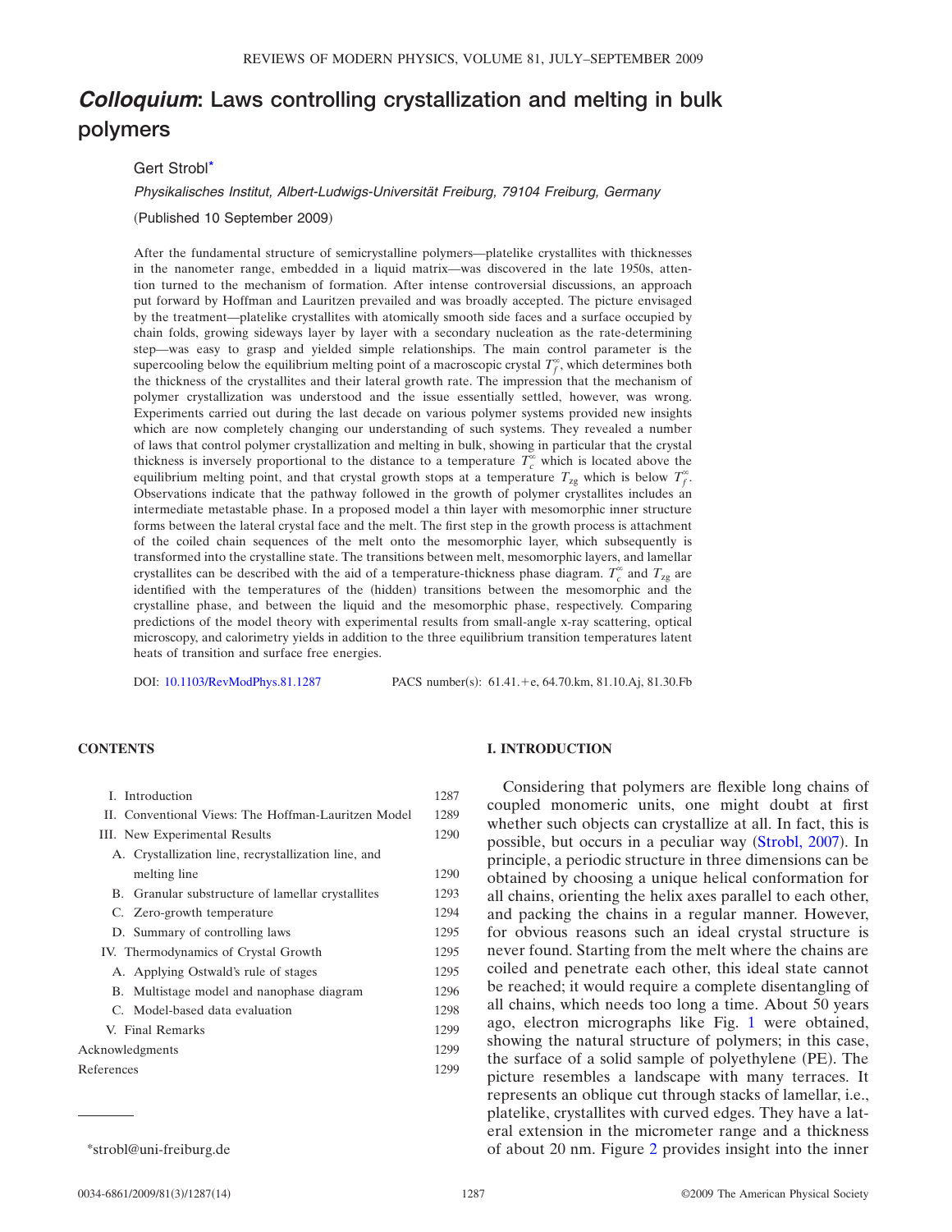# *Colloquium*: Laws controlling crystallization and melting in bulk polymers

Gert Strobl*

*Physikalisches Institut, Albert-Ludwigs-Universität Freiburg, 79104 Freiburg, Germany*

(Published 10 September 2009)

After the fundamental structure of semicrystalline polymers—platelike crystallites with thicknesses in the nanometer range, embedded in a liquid matrix—was discovered in the late 1950s, attention turned to the mechanism of formation. After intense controversial discussions, an approach put forward by Hoffman and Lauritzen prevailed and was broadly accepted. The picture envisaged by the treatment—platelike crystallites with atomically smooth side faces and a surface occupied by chain folds, growing sideways layer by layer with a secondary nucleation as the rate-determining step—was easy to grasp and yielded simple relationships. The main control parameter is the supercooling below the equilibrium melting point of a macroscopic crystal $T_f^\infty$, which determines both the thickness of the crystallites and their lateral growth rate. The impression that the mechanism of polymer crystallization was understood and the issue essentially settled, however, was wrong. Experiments carried out during the last decade on various polymer systems provided new insights which are now completely changing our understanding of such systems. They revealed a number of laws that control polymer crystallization and melting in bulk, showing in particular that the crystal thickness is inversely proportional to the distance to a temperature $T_c^\infty$ which is located above the equilibrium melting point, and that crystal growth stops at a temperature $T_{zg}$ which is below $T_f^\infty$. Observations indicate that the pathway followed in the growth of polymer crystallites includes an intermediate metastable phase. In a proposed model a thin layer with mesomorphic inner structure forms between the lateral crystal face and the melt. The first step in the growth process is attachment of the coiled chain sequences of the melt onto the mesomorphic layer, which subsequently is transformed into the crystalline state. The transitions between melt, mesomorphic layers, and lamellar crystallites can be described with the aid of a temperature-thickness phase diagram. $T_c^\infty$ and $T_{zg}$ are identified with the temperatures of the (hidden) transitions between the mesomorphic and the crystalline phase, and between the liquid and the mesomorphic phase, respectively. Comparing predictions of the model theory with experimental results from small-angle x-ray scattering, optical microscopy, and calorimetry yields in addition to the three equilibrium transition temperatures latent heats of transition and surface free energies.

DOI: 10.1103/RevModPhys.81.1287 PACS number(s): 61.41.+e, 64.70.km, 81.10.Aj, 81.30.Fb

## CONTENTS

| | |
|---|---|
| I. Introduction | 1287 |
| II. Conventional Views: The Hoffman-Lauritzen Model | 1289 |
| III. New Experimental Results | 1290 |
| A. Crystallization line, recrystallization line, and melting line | 1290 |
| B. Granular substructure of lamellar crystallites | 1293 |
| C. Zero-growth temperature | 1294 |
| D. Summary of controlling laws | 1295 |
| IV. Thermodynamics of Crystal Growth | 1295 |
| A. Applying Ostwald's rule of stages | 1295 |
| B. Multistage model and nanophase diagram | 1296 |
| C. Model-based data evaluation | 1298 |
| V. Final Remarks | 1299 |
| Acknowledgments | 1299 |
| References | 1299 |

*strobl@uni-freiburg.de

## I. INTRODUCTION

Considering that polymers are flexible long chains of coupled monomeric units, one might doubt at first whether such objects can crystallize at all. In fact, this is possible, but occurs in a peculiar way (Strobl, 2007). In principle, a periodic structure in three dimensions can be obtained by choosing a unique helical conformation for all chains, orienting the helix axes parallel to each other, and packing the chains in a regular manner. However, for obvious reasons such an ideal crystal structure is never found. Starting from the melt where the chains are coiled and penetrate each other, this ideal state cannot be reached; it would require a complete disentangling of all chains, which needs too long a time. About 50 years ago, electron micrographs like Fig. 1 were obtained, showing the natural structure of polymers; in this case, the surface of a solid sample of polyethylene (PE). The picture resembles a landscape with many terraces. It represents an oblique cut through stacks of lamellar, i.e., platelike, crystallites with curved edges. They have a lateral extension in the micrometer range and a thickness of about 20 nm. Figure 2 provides insight into the inner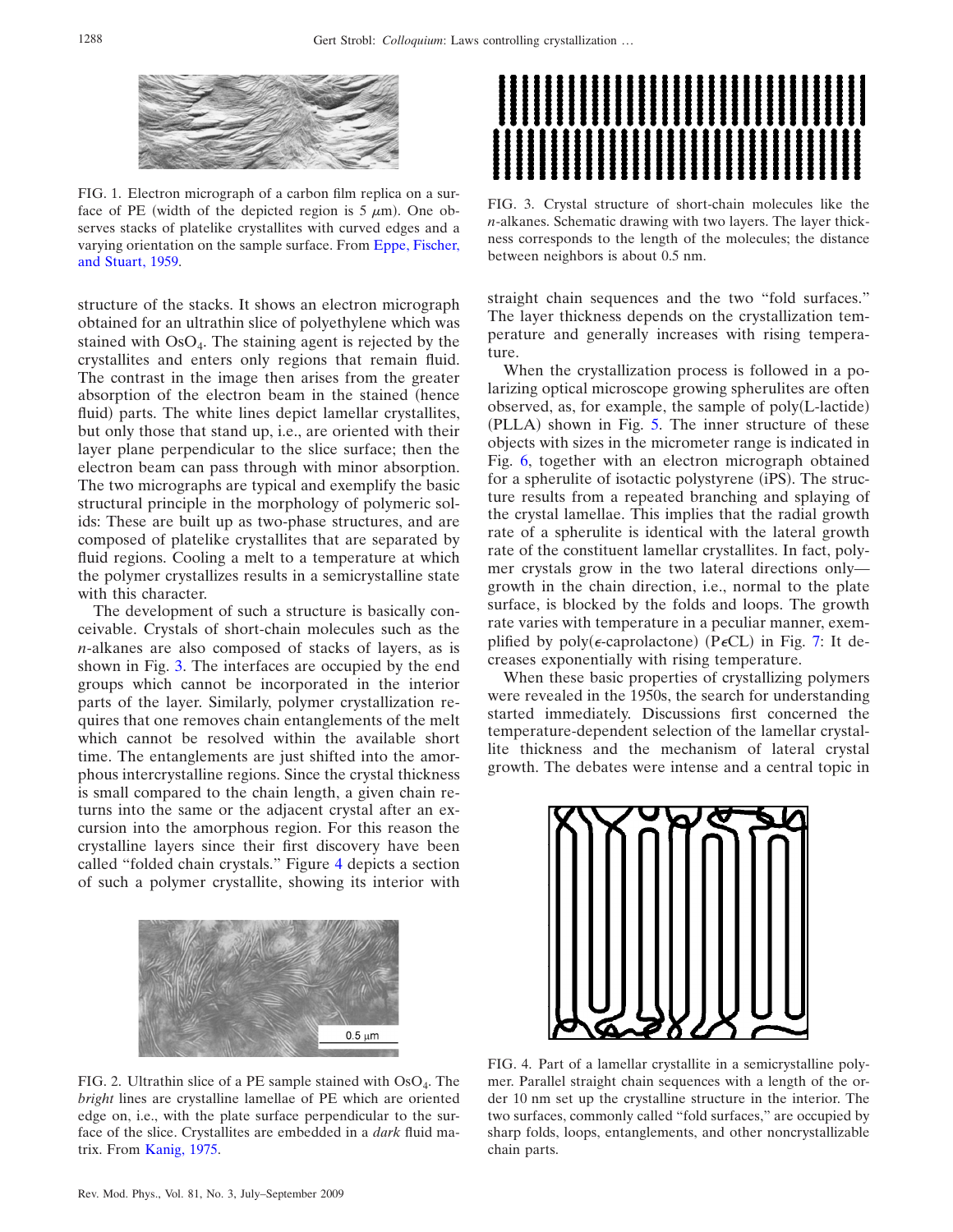FIG. 1. Electron micrograph of a carbon film replica on a surface of PE (width of the depicted region is 5 $\mu$m). One observes stacks of platelike crystallites with curved edges and a varying orientation on the sample surface. From Eppe, Fischer, and Stuart, 1959.

structure of the stacks. It shows an electron micrograph obtained for an ultrathin slice of polyethylene which was stained with $OsO_4$. The staining agent is rejected by the crystallites and enters only regions that remain fluid. The contrast in the image then arises from the greater absorption of the electron beam in the stained (hence fluid) parts. The white lines depict lamellar crystallites, but only those that stand up, i.e., are oriented with their layer plane perpendicular to the slice surface; then the electron beam can pass through with minor absorption. The two micrographs are typical and exemplify the basic structural principle in the morphology of polymeric solids: These are built up as two-phase structures, and are composed of platelike crystallites that are separated by fluid regions. Cooling a melt to a temperature at which the polymer crystallizes results in a semicrystalline state with this character.

The development of such a structure is basically conceivable. Crystals of short-chain molecules such as the *n*-alkanes are also composed of stacks of layers, as is shown in Fig. 3. The interfaces are occupied by the end groups which cannot be incorporated in the interior parts of the layer. Similarly, polymer crystallization requires that one removes chain entanglements of the melt which cannot be resolved within the available short time. The entanglements are just shifted into the amorphous intercrystalline regions. Since the crystal thickness is small compared to the chain length, a given chain returns into the same or the adjacent crystal after an excursion into the amorphous region. For this reason the crystalline layers since their first discovery have been called "folded chain crystals." Figure 4 depicts a section of such a polymer crystallite, showing its interior with straight chain sequences and the two "fold surfaces." The layer thickness depends on the crystallization temperature and generally increases with rising temperature.

FIG. 2. Ultrathin slice of a PE sample stained with $OsO_4$. The *bright* lines are crystalline lamellae of PE which are oriented edge on, i.e., with the plate surface perpendicular to the surface of the slice. Crystallites are embedded in a *dark* fluid matrix. From Kanig, 1975.

FIG. 3. Crystal structure of short-chain molecules like the *n*-alkanes. Schematic drawing with two layers. The layer thickness corresponds to the length of the molecules; the distance between neighbors is about 0.5 nm.

When the crystallization process is followed in a polarizing optical microscope growing spherulites are often observed, as, for example, the sample of poly(L-lactide) (PLLA) shown in Fig. 5. The inner structure of these objects with sizes in the micrometer range is indicated in Fig. 6, together with an electron micrograph obtained for a spherulite of isotactic polystyrene (iPS). The structure results from a repeated branching and splaying of the crystal lamellae. This implies that the radial growth rate of a spherulite is identical with the lateral growth rate of the constituent lamellar crystallites. In fact, polymer crystals grow in the two lateral directions only—growth in the chain direction, i.e., normal to the plate surface, is blocked by the folds and loops. The growth rate varies with temperature in a peculiar manner, exemplified by poly($\epsilon$-caprolactone) (P$\epsilon$CL) in Fig. 7: It decreases exponentially with rising temperature.

When these basic properties of crystallizing polymers were revealed in the 1950s, the search for understanding started immediately. Discussions first concerned the temperature-dependent selection of the lamellar crystallite thickness and the mechanism of lateral crystal growth. The debates were intense and a central topic in

FIG. 4. Part of a lamellar crystallite in a semicrystalline polymer. Parallel straight chain sequences with a length of the order 10 nm set up the crystalline structure in the interior. The two surfaces, commonly called "fold surfaces," are occupied by sharp folds, loops, entanglements, and other noncrystallizable chain parts.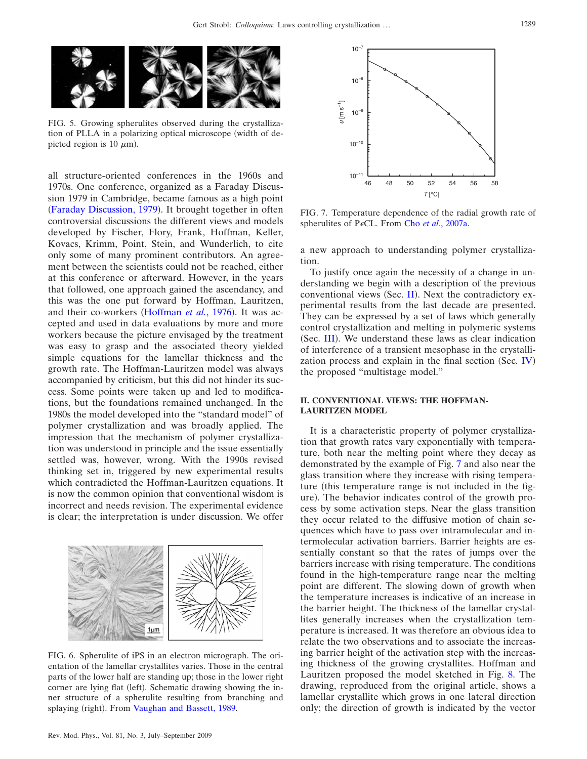FIG. 5. Growing spherulites observed during the crystallization of PLLA in a polarizing optical microscope (width of depicted region is 10 $\mu$m).

all structure-oriented conferences in the 1960s and 1970s. One conference, organized as a Faraday Discussion 1979 in Cambridge, became famous as a high point (Faraday Discussion, 1979). It brought together in often controversial discussions the different views and models developed by Fischer, Flory, Frank, Hoffman, Keller, Kovacs, Krimm, Point, Stein, and Wunderlich, to cite only some of many prominent contributors. An agreement between the scientists could not be reached, either at this conference or afterward. However, in the years that followed, one approach gained the ascendancy, and this was the one put forward by Hoffman, Lauritzen, and their co-workers (Hoffman *et al.*, 1976). It was accepted and used in data evaluations by more and more workers because the picture envisaged by the treatment was easy to grasp and the associated theory yielded simple equations for the lamellar thickness and the growth rate. The Hoffman-Lauritzen model was always accompanied by criticism, but this did not hinder its success. Some points were taken up and led to modifications, but the foundations remained unchanged. In the 1980s the model developed into the "standard model" of polymer crystallization and was broadly applied. The impression that the mechanism of polymer crystallization was understood in principle and the issue essentially settled was, however, wrong. With the 1990s revised thinking set in, triggered by new experimental results which contradicted the Hoffman-Lauritzen equations. It is now the common opinion that conventional wisdom is incorrect and needs revision. The experimental evidence is clear; the interpretation is under discussion. We offer a new approach to understanding polymer crystallization.

FIG. 6. Spherulite of iPS in an electron micrograph. The orientation of the lamellar crystallites varies. Those in the central parts of the lower half are standing up; those in the lower right corner are lying flat (left). Schematic drawing showing the inner structure of a spherulite resulting from branching and splaying (right). From Vaughan and Bassett, 1989.

FIG. 7. Temperature dependence of the radial growth rate of spherulites of P$\epsilon$CL. From Cho *et al.*, 2007a.

To justify once again the necessity of a change in understanding we begin with a description of the previous conventional views (Sec. II). Next the contradictory experimental results from the last decade are presented. They can be expressed by a set of laws which generally control crystallization and melting in polymeric systems (Sec. III). We understand these laws as clear indication of interference of a transient mesophase in the crystallization process and explain in the final section (Sec. IV) the proposed "multistage model."

## II. CONVENTIONAL VIEWS: THE HOFFMAN-LAURITZEN MODEL

It is a characteristic property of polymer crystallization that growth rates vary exponentially with temperature, both near the melting point where they decay as demonstrated by the example of Fig. 7 and also near the glass transition where they increase with rising temperature (this temperature range is not included in the figure). The behavior indicates control of the growth process by some activation steps. Near the glass transition they occur related to the diffusive motion of chain sequences which have to pass over intramolecular and intermolecular activation barriers. Barrier heights are essentially constant so that the rates of jumps over the barriers increase with rising temperature. The conditions found in the high-temperature range near the melting point are different. The slowing down of growth when the temperature increases is indicative of an increase in the barrier height. The thickness of the lamellar crystallites generally increases when the crystallization temperature is increased. It was therefore an obvious idea to relate the two observations and to associate the increasing barrier height of the activation step with the increasing thickness of the growing crystallites. Hoffman and Lauritzen proposed the model sketched in Fig. 8. The drawing, reproduced from the original article, shows a lamellar crystallite which grows in one lateral direction only; the direction of growth is indicated by the vector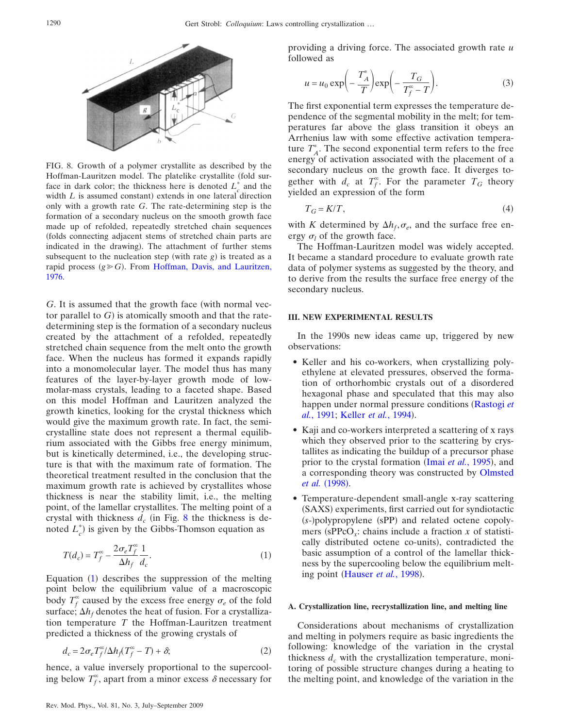FIG. 8. Growth of a polymer crystallite as described by the Hoffman-Lauritzen model. The platelike crystallite (fold surface in dark color; the thickness here is denoted $L_c^*$ and the width $L$ is assumed constant) extends in one lateral direction only with a growth rate $G$. The rate-determining step is the formation of a secondary nucleus on the smooth growth face made up of refolded, repeatedly stretched chain sequences (folds connecting adjacent stems of stretched chain parts are indicated in the drawing). The attachment of further stems subsequent to the nucleation step (with rate $g$) is treated as a rapid process ($g \gg G$). From Hoffman, Davis, and Lauritzen, 1976.

$G$. It is assumed that the growth face (with normal vector parallel to $G$) is atomically smooth and that the rate-determining step is the formation of a secondary nucleus created by the attachment of a refolded, repeatedly stretched chain sequence from the melt onto the growth face. When the nucleus has formed it expands rapidly into a monomolecular layer. The model thus has many features of the layer-by-layer growth mode of low-molar-mass crystals, leading to a faceted shape. Based on this model Hoffman and Lauritzen analyzed the growth kinetics, looking for the crystal thickness which would give the maximum growth rate. In fact, the semicrystalline state does not represent a thermal equilibrium associated with the Gibbs free energy minimum, but is kinetically determined, i.e., the developing structure is that with the maximum rate of formation. The theoretical treatment resulted in the conclusion that the maximum growth rate is achieved by crystallites whose thickness is near the stability limit, i.e., the melting point, of the lamellar crystallites. The melting point of a crystal with thickness $d_c$ (in Fig. 8 the thickness is denoted $L_c^*$) is given by the Gibbs-Thomson equation as

$$T(d_c) = T_f^{\infty} - \frac{2\sigma_e T_f^{\infty}}{\Delta h_f} \frac{1}{d_c}. \tag{1}$$

Equation (1) describes the suppression of the melting point below the equilibrium value of a macroscopic body $T_f^{\infty}$ caused by the excess free energy $\sigma_e$ of the fold surface; $\Delta h_f$ denotes the heat of fusion. For a crystallization temperature $T$ the Hoffman-Lauritzen treatment predicted a thickness of the growing crystals of

$$d_c = 2\sigma_e T_f^{\infty}/\Delta h_f (T_f^{\infty} - T) + \delta; \tag{2}$$

hence, a value inversely proportional to the supercooling below $T_f^{\infty}$, apart from a minor excess $\delta$ necessary for providing a driving force. The associated growth rate $u$ followed as

$$u = u_0 \exp\left(-\frac{T_A^*}{T}\right) \exp\left(-\frac{T_G}{T_f^{\infty} - T}\right). \tag{3}$$

The first exponential term expresses the temperature dependence of the segmental mobility in the melt; for temperatures far above the glass transition it obeys an Arrhenius law with some effective activation temperature $T_A^*$. The second exponential term refers to the free energy of activation associated with the placement of a secondary nucleus on the growth face. It diverges together with $d_c$ at $T_f^{\infty}$. For the parameter $T_G$ theory yielded an expression of the form

$$T_G = K/T, \tag{4}$$

with $K$ determined by $\Delta h_f, \sigma_e$, and the surface free energy $\sigma_l$ of the growth face.

The Hoffman-Lauritzen model was widely accepted. It became a standard procedure to evaluate growth rate data of polymer systems as suggested by the theory, and to derive from the results the surface free energy of the secondary nucleus.

## III. NEW EXPERIMENTAL RESULTS

In the 1990s new ideas came up, triggered by new observations:

- Keller and his co-workers, when crystallizing polyethylene at elevated pressures, observed the formation of orthorhombic crystals out of a disordered hexagonal phase and speculated that this may also happen under normal pressure conditions (Rastogi *et al.*, 1991; Keller *et al.*, 1994).
- Kaji and co-workers interpreted a scattering of x rays which they observed prior to the scattering by crystallites as indicating the buildup of a precursor phase prior to the crystal formation (Imai *et al.*, 1995), and a corresponding theory was constructed by Olmsted *et al.* (1998).
- Temperature-dependent small-angle x-ray scattering (SAXS) experiments, first carried out for syndiotactic ($s$-)polypropylene (sPP) and related octene copolymers (sPPcO$_x$: chains include a fraction $x$ of statistically distributed octene co-units), contradicted the basic assumption of a control of the lamellar thickness by the supercooling below the equilibrium melting point (Hauser *et al.*, 1998).

### A. Crystallization line, recrystallization line, and melting line

Considerations about mechanisms of crystallization and melting in polymers require as basic ingredients the following: knowledge of the variation in the crystal thickness $d_c$ with the crystallization temperature, monitoring of possible structure changes during a heating to the melting point, and knowledge of the variation in the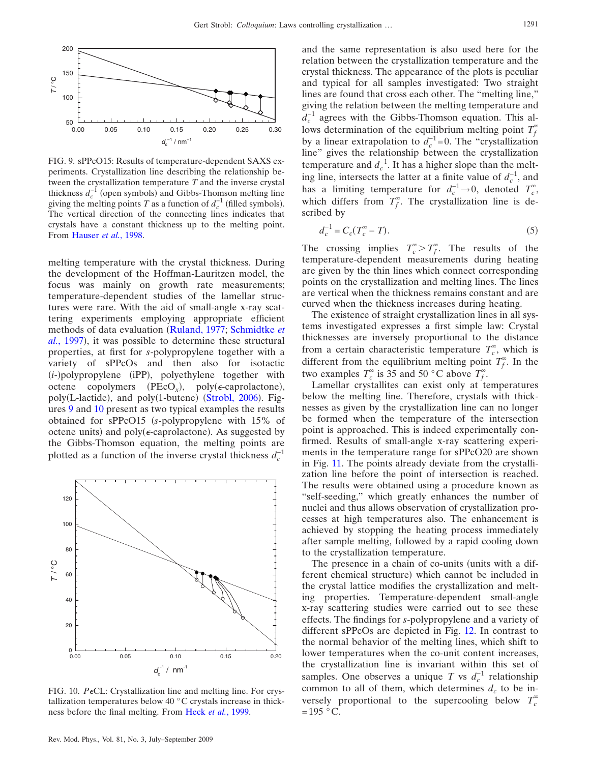FIG. 9. sPPcO15: Results of temperature-dependent SAXS experiments. Crystallization line describing the relationship between the crystallization temperature $T$ and the inverse crystal thickness $d_c^{-1}$ (open symbols) and Gibbs-Thomson melting line giving the melting points $T$ as a function of $d_c^{-1}$ (filled symbols). The vertical direction of the connecting lines indicates that crystals have a constant thickness up to the melting point. From Hauser *et al.*, 1998.

melting temperature with the crystal thickness. During the development of the Hoffman-Lauritzen model, the focus was mainly on growth rate measurements; temperature-dependent studies of the lamellar structures were rare. With the aid of small-angle x-ray scattering experiments employing appropriate efficient methods of data evaluation (Ruland, 1977; Schmidtke *et al.*, 1997), it was possible to determine these structural properties, at first for *s*-polypropylene together with a variety of sPPcOs and then also for isotactic (*i*-)polypropylene (iPP), polyethylene together with octene copolymers ($PEcO_x$), poly($\epsilon$-caprolactone), poly(L-lactide), and poly(1-butene) (Strobl, 2006). Figures 9 and 10 present as two typical examples the results obtained for sPPcO15 (*s*-polypropylene with 15% of octene units) and poly($\epsilon$-caprolactone). As suggested by the Gibbs-Thomson equation, the melting points are plotted as a function of the inverse crystal thickness $d_c^{-1}$

FIG. 10. P$\epsilon$CL: Crystallization line and melting line. For crystallization temperatures below 40 °C crystals increase in thickness before the final melting. From Heck *et al.*, 1999.

and the same representation is also used here for the relation between the crystallization temperature and the crystal thickness. The appearance of the plots is peculiar and typical for all samples investigated: Two straight lines are found that cross each other. The "melting line," giving the relation between the melting temperature and $d_c^{-1}$ agrees with the Gibbs-Thomson equation. This allows determination of the equilibrium melting point $T_f^\infty$ by a linear extrapolation to $d_c^{-1}=0$. The "crystallization line" gives the relationship between the crystallization temperature and $d_c^{-1}$. It has a higher slope than the melting line, intersects the latter at a finite value of $d_c^{-1}$, and has a limiting temperature for $d_c^{-1}\to 0$, denoted $T_c^\infty$, which differs from $T_f^\infty$. The crystallization line is described by

$$d_c^{-1} = C_c(T_c^\infty - T). \tag{5}$$

The crossing implies $T_c^\infty > T_f^\infty$. The results of the temperature-dependent measurements during heating are given by the thin lines which connect corresponding points on the crystallization and melting lines. The lines are vertical when the thickness remains constant and are curved when the thickness increases during heating.

The existence of straight crystallization lines in all systems investigated expresses a first simple law: Crystal thicknesses are inversely proportional to the distance from a certain characteristic temperature $T_c^\infty$, which is different from the equilibrium melting point $T_f^\infty$. In the two examples $T_c^\infty$ is 35 and 50 °C above $T_f^\infty$.

Lamellar crystallites can exist only at temperatures below the melting line. Therefore, crystals with thicknesses as given by the crystallization line can no longer be formed when the temperature of the intersection point is approached. This is indeed experimentally confirmed. Results of small-angle x-ray scattering experiments in the temperature range for sPPcO20 are shown in Fig. 11. The points already deviate from the crystallization line before the point of intersection is reached. The results were obtained using a procedure known as "self-seeding," which greatly enhances the number of nuclei and thus allows observation of crystallization processes at high temperatures also. The enhancement is achieved by stopping the heating process immediately after sample melting, followed by a rapid cooling down to the crystallization temperature.

The presence in a chain of co-units (units with a different chemical structure) which cannot be included in the crystal lattice modifies the crystallization and melting properties. Temperature-dependent small-angle x-ray scattering studies were carried out to see these effects. The findings for *s*-polypropylene and a variety of different sPPcOs are depicted in Fig. 12. In contrast to the normal behavior of the melting lines, which shift to lower temperatures when the co-unit content increases, the crystallization line is invariant within this set of samples. One observes a unique $T$ vs $d_c^{-1}$ relationship common to all of them, which determines $d_c$ to be inversely proportional to the supercooling below $T_c^\infty = 195$ °C.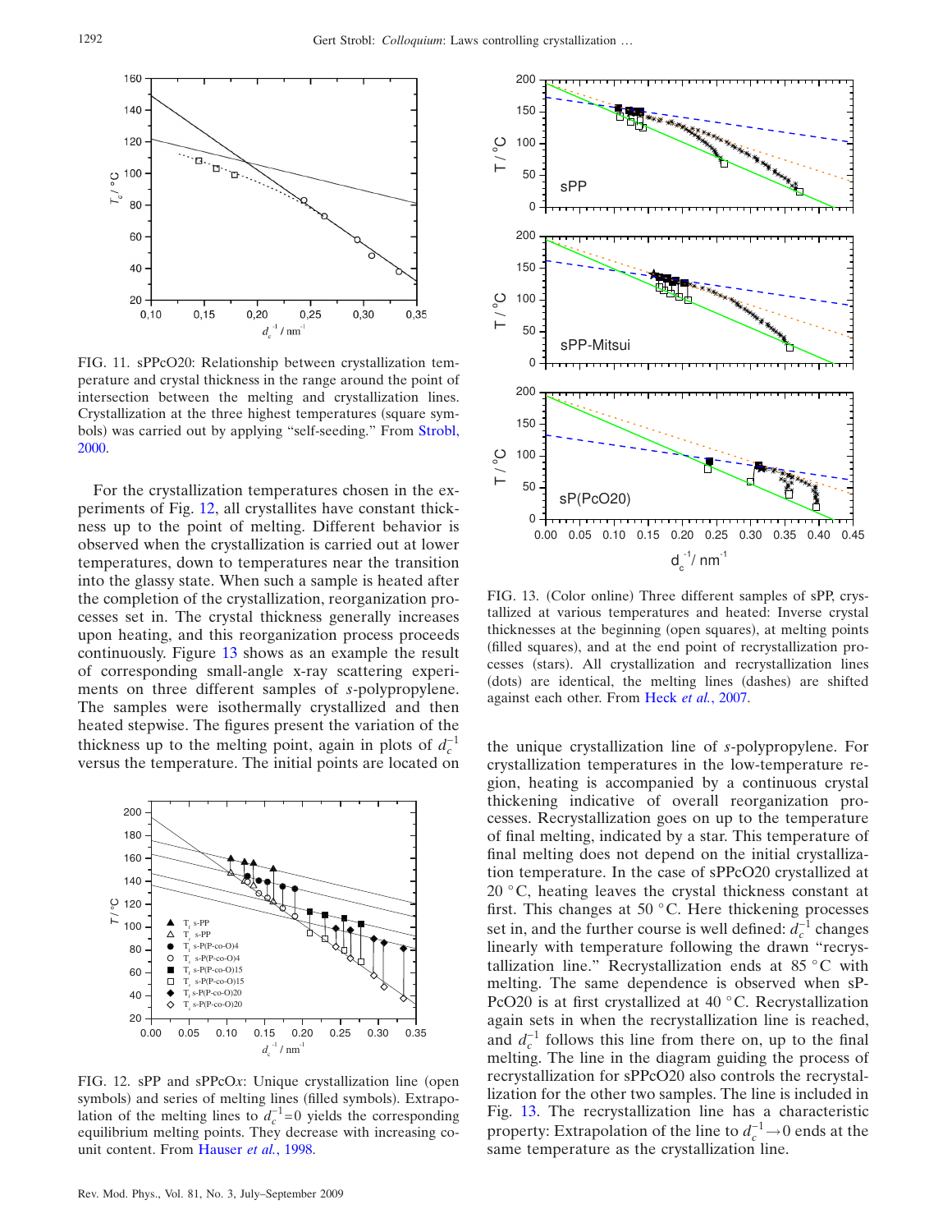FIG. 11. sPPcO20: Relationship between crystallization temperature and crystal thickness in the range around the point of intersection between the melting and crystallization lines. Crystallization at the three highest temperatures (square symbols) was carried out by applying "self-seeding." From Strobl, 2000.

For the crystallization temperatures chosen in the experiments of Fig. 12, all crystallites have constant thickness up to the point of melting. Different behavior is observed when the crystallization is carried out at lower temperatures, down to temperatures near the transition into the glassy state. When such a sample is heated after the completion of the crystallization, reorganization processes set in. The crystal thickness generally increases upon heating, and this reorganization process proceeds continuously. Figure 13 shows as an example the result of corresponding small-angle x-ray scattering experiments on three different samples of *s*-polypropylene. The samples were isothermally crystallized and then heated stepwise. The figures present the variation of the thickness up to the melting point, again in plots of $d_c^{-1}$ versus the temperature. The initial points are located on

FIG. 12. sPP and sPPcO*x*: Unique crystallization line (open symbols) and series of melting lines (filled symbols). Extrapolation of the melting lines to $d_c^{-1}=0$ yields the corresponding equilibrium melting points. They decrease with increasing co-unit content. From Hauser *et al.*, 1998.

FIG. 13. (Color online) Three different samples of sPP, crystallized at various temperatures and heated: Inverse crystal thicknesses at the beginning (open squares), at melting points (filled squares), and at the end point of recrystallization processes (stars). All crystallization and recrystallization lines (dots) are identical, the melting lines (dashes) are shifted against each other. From Heck *et al.*, 2007.

the unique crystallization line of *s*-polypropylene. For crystallization temperatures in the low-temperature region, heating is accompanied by a continuous crystal thickening indicative of overall reorganization processes. Recrystallization goes on up to the temperature of final melting, indicated by a star. This temperature of final melting does not depend on the initial crystallization temperature. In the case of sPPcO20 crystallized at 20 °C, heating leaves the crystal thickness constant at first. This changes at 50 °C. Here thickening processes set in, and the further course is well defined: $d_c^{-1}$ changes linearly with temperature following the drawn "recrystallization line." Recrystallization ends at 85 °C with melting. The same dependence is observed when sPPcO20 is at first crystallized at 40 °C. Recrystallization again sets in when the recrystallization line is reached, and $d_c^{-1}$ follows this line from there on, up to the final melting. The line in the diagram guiding the process of recrystallization for sPPcO20 also controls the recrystallization for the other two samples. The line is included in Fig. 13. The recrystallization line has a characteristic property: Extrapolation of the line to $d_c^{-1}\rightarrow 0$ ends at the same temperature as the crystallization line.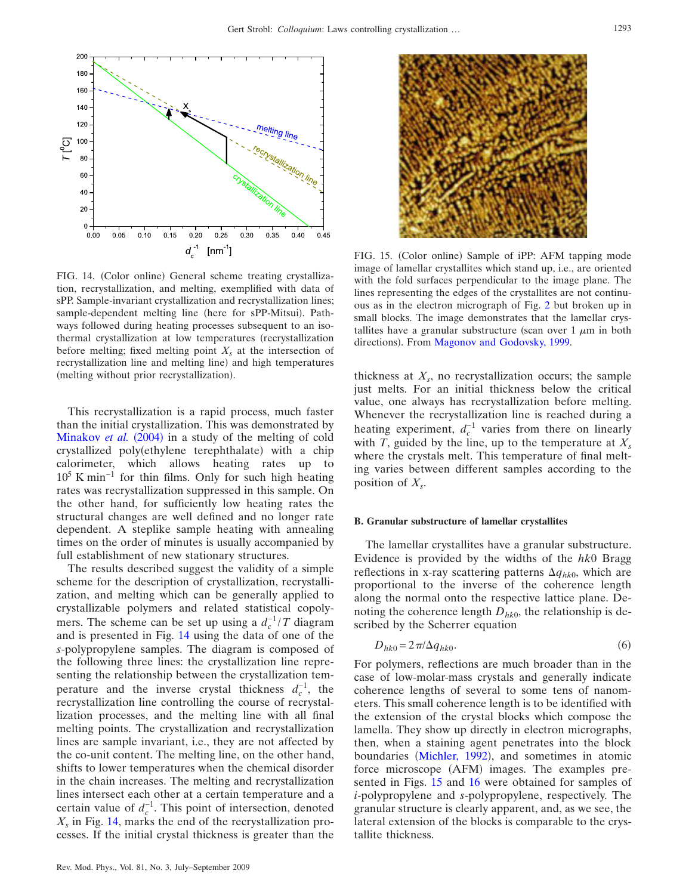FIG. 14. (Color online) General scheme treating crystallization, recrystallization, and melting, exemplified with data of sPP. Sample-invariant crystallization and recrystallization lines; sample-dependent melting line (here for sPP-Mitsui). Pathways followed during heating processes subsequent to an isothermal crystallization at low temperatures (recrystallization before melting; fixed melting point $X_s$ at the intersection of recrystallization line and melting line) and high temperatures (melting without prior recrystallization).

This recrystallization is a rapid process, much faster than the initial crystallization. This was demonstrated by Minakov *et al.* (2004) in a study of the melting of cold crystallized poly(ethylene terephthalate) with a chip calorimeter, which allows heating rates up to $10^5$ K min$^{-1}$ for thin films. Only for such high heating rates was recrystallization suppressed in this sample. On the other hand, for sufficiently low heating rates the structural changes are well defined and no longer rate dependent. A steplike sample heating with annealing times on the order of minutes is usually accompanied by full establishment of new stationary structures.

The results described suggest the validity of a simple scheme for the description of crystallization, recrystallization, and melting which can be generally applied to crystallizable polymers and related statistical copolymers. The scheme can be set up using a $d_c^{-1}/T$ diagram and is presented in Fig. 14 using the data of one of the *s*-polypropylene samples. The diagram is composed of the following three lines: the crystallization line representing the relationship between the crystallization temperature and the inverse crystal thickness $d_c^{-1}$, the recrystallization line controlling the course of recrystallization processes, and the melting line with all final melting points. The crystallization and recrystallization lines are sample invariant, i.e., they are not affected by the co-unit content. The melting line, on the other hand, shifts to lower temperatures when the chemical disorder in the chain increases. The melting and recrystallization lines intersect each other at a certain temperature and a certain value of $d_c^{-1}$. This point of intersection, denoted $X_s$ in Fig. 14, marks the end of the recrystallization processes. If the initial crystal thickness is greater than the thickness at $X_s$, no recrystallization occurs; the sample just melts. For an initial thickness below the critical value, one always has recrystallization before melting. Whenever the recrystallization line is reached during a heating experiment, $d_c^{-1}$ varies from there on linearly with $T$, guided by the line, up to the temperature at $X_s$ where the crystals melt. This temperature of final melting varies between different samples according to the position of $X_s$.

FIG. 15. (Color online) Sample of iPP: AFM tapping mode image of lamellar crystallites which stand up, i.e., are oriented with the fold surfaces perpendicular to the image plane. The lines representing the edges of the crystallites are not continuous as in the electron micrograph of Fig. 2 but broken up in small blocks. The image demonstrates that the lamellar crystallites have a granular substructure (scan over 1 $\mu$m in both directions). From Magonov and Godovsky, 1999.

### B. Granular substructure of lamellar crystallites

The lamellar crystallites have a granular substructure. Evidence is provided by the widths of the $hk0$ Bragg reflections in x-ray scattering patterns $\Delta q_{hk0}$, which are proportional to the inverse of the coherence length along the normal onto the respective lattice plane. Denoting the coherence length $D_{hk0}$, the relationship is described by the Scherrer equation

$$D_{hk0} = 2\pi/\Delta q_{hk0}. \tag{6}$$

For polymers, reflections are much broader than in the case of low-molar-mass crystals and generally indicate coherence lengths of several to some tens of nanometers. This small coherence length is to be identified with the extension of the crystal blocks which compose the lamella. They show up directly in electron micrographs, then, when a staining agent penetrates into the block boundaries (Michler, 1992), and sometimes in atomic force microscope (AFM) images. The examples presented in Figs. 15 and 16 were obtained for samples of *i*-polypropylene and *s*-polypropylene, respectively. The granular structure is clearly apparent, and, as we see, the lateral extension of the blocks is comparable to the crystallite thickness.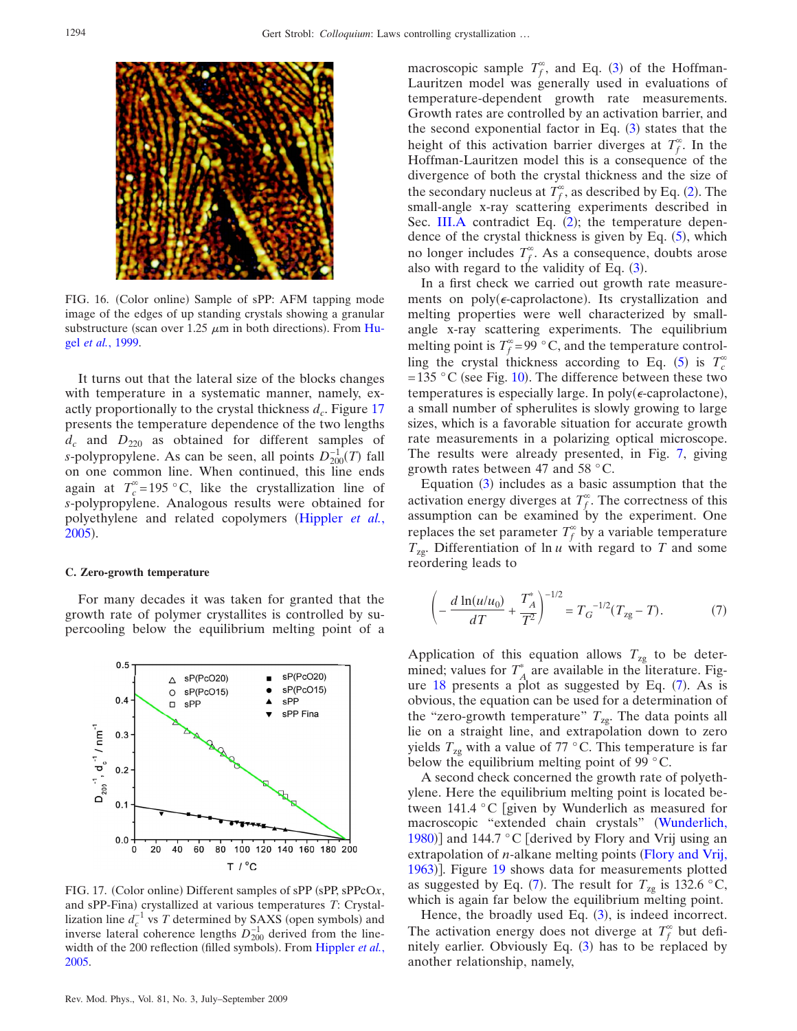FIG. 16. (Color online) Sample of sPP: AFM tapping mode image of the edges of up standing crystals showing a granular substructure (scan over 1.25 $\mu$m in both directions). From Hugel *et al.*, 1999.

It turns out that the lateral size of the blocks changes with temperature in a systematic manner, namely, exactly proportionally to the crystal thickness $d_c$. Figure 17 presents the temperature dependence of the two lengths $d_c$ and $D_{220}$ as obtained for different samples of *s*-polypropylene. As can be seen, all points $D_{200}^{-1}(T)$ fall on one common line. When continued, this line ends again at $T_c^\infty = 195$ °C, like the crystallization line of *s*-polypropylene. Analogous results were obtained for polyethylene and related copolymers (Hippler *et al.*, 2005).

### C. Zero-growth temperature

For many decades it was taken for granted that the growth rate of polymer crystallites is controlled by supercooling below the equilibrium melting point of a

FIG. 17. (Color online) Different samples of sPP (sPP, sPPcO*x*, and sPP-Fina) crystallized at various temperatures $T$: Crystallization line $d_c^{-1}$ vs $T$ determined by SAXS (open symbols) and inverse lateral coherence lengths $D_{200}^{-1}$ derived from the linewidth of the 200 reflection (filled symbols). From Hippler *et al.*, 2005.

macroscopic sample $T_f^\infty$, and Eq. (3) of the Hoffman-Lauritzen model was generally used in evaluations of temperature-dependent growth rate measurements. Growth rates are controlled by an activation barrier, and the second exponential factor in Eq. (3) states that the height of this activation barrier diverges at $T_f^\infty$. In the Hoffman-Lauritzen model this is a consequence of the divergence of both the crystal thickness and the size of the secondary nucleus at $T_f^\infty$, as described by Eq. (2). The small-angle x-ray scattering experiments described in Sec. III.A contradict Eq. (2); the temperature dependence of the crystal thickness is given by Eq. (5), which no longer includes $T_f^\infty$. As a consequence, doubts arose also with regard to the validity of Eq. (3).

In a first check we carried out growth rate measurements on poly($\epsilon$-caprolactone). Its crystallization and melting properties were well characterized by small-angle x-ray scattering experiments. The equilibrium melting point is $T_f^\infty = 99$ °C, and the temperature controlling the crystal thickness according to Eq. (5) is $T_c^\infty = 135$ °C (see Fig. 10). The difference between these two temperatures is especially large. In poly($\epsilon$-caprolactone), a small number of spherulites is slowly growing to large sizes, which is a favorable situation for accurate growth rate measurements in a polarizing optical microscope. The results were already presented, in Fig. 7, giving growth rates between 47 and 58 °C.

Equation (3) includes as a basic assumption that the activation energy diverges at $T_f^\infty$. The correctness of this assumption can be examined by the experiment. One replaces the set parameter $T_f^\infty$ by a variable temperature $T_{zg}$. Differentiation of $\ln u$ with regard to $T$ and some reordering leads to

$$\left(-\frac{d\ln(u/u_0)}{dT} + \frac{T_A^*}{T^2}\right)^{-1/2} = T_G^{-1/2}(T_{zg} - T). \qquad (7)$$

Application of this equation allows $T_{zg}$ to be determined; values for $T_A^*$ are available in the literature. Figure 18 presents a plot as suggested by Eq. (7). As is obvious, the equation can be used for a determination of the "zero-growth temperature" $T_{zg}$. The data points all lie on a straight line, and extrapolation down to zero yields $T_{zg}$ with a value of 77 °C. This temperature is far below the equilibrium melting point of 99 °C.

A second check concerned the growth rate of polyethylene. Here the equilibrium melting point is located between 141.4 °C [given by Wunderlich as measured for macroscopic "extended chain crystals" (Wunderlich, 1980)] and 144.7 °C [derived by Flory and Vrij using an extrapolation of *n*-alkane melting points (Flory and Vrij, 1963)]. Figure 19 shows data for measurements plotted as suggested by Eq. (7). The result for $T_{zg}$ is 132.6 °C, which is again far below the equilibrium melting point.

Hence, the broadly used Eq. (3), is indeed incorrect. The activation energy does not diverge at $T_f^\infty$ but definitely earlier. Obviously Eq. (3) has to be replaced by another relationship, namely,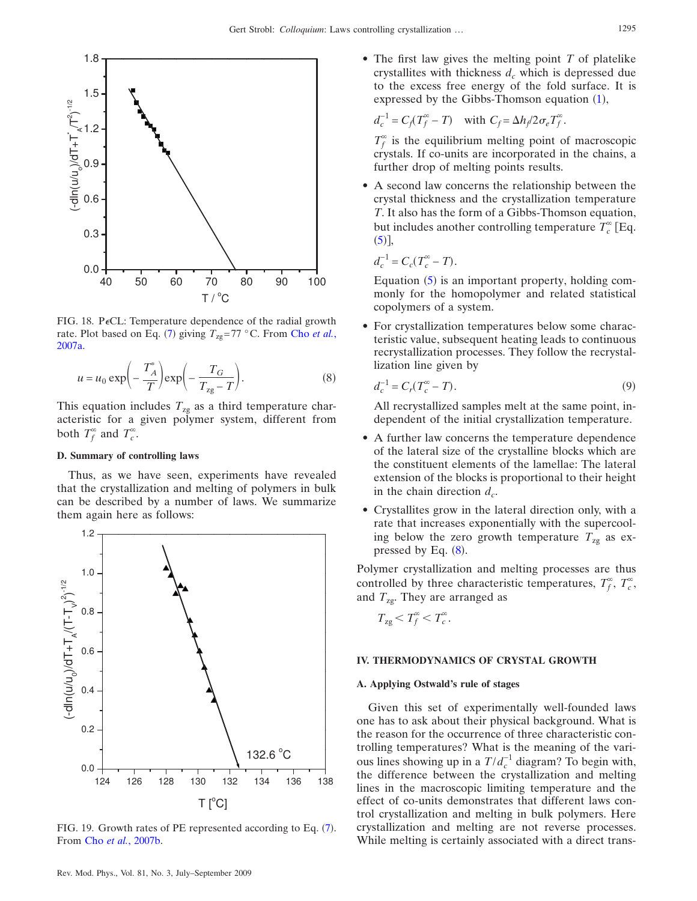FIG. 18. P$\epsilon$CL: Temperature dependence of the radial growth rate. Plot based on Eq. (7) giving $T_{zg}$=77 °C. From Cho *et al.*, 2007a.

$$u = u_0 \exp\left(-\frac{T_A^*}{T}\right)\exp\left(-\frac{T_G}{T_{zg}-T}\right). \tag{8}$$

This equation includes $T_{zg}$ as a third temperature characteristic for a given polymer system, different from both $T_f^\infty$ and $T_c^\infty$.

### D. Summary of controlling laws

Thus, as we have seen, experiments have revealed that the crystallization and melting of polymers in bulk can be described by a number of laws. We summarize them again here as follows:

FIG. 19. Growth rates of PE represented according to Eq. (7). From Cho *et al.*, 2007b.

- The first law gives the melting point $T$ of platelike crystallites with thickness $d_c$ which is depressed due to the excess free energy of the fold surface. It is expressed by the Gibbs-Thomson equation (1),

  $$d_c^{-1} = C_f(T_f^\infty - T) \quad \text{with } C_f = \Delta h_f / 2\sigma_e T_f^\infty.$$

  $T_f^\infty$ is the equilibrium melting point of macroscopic crystals. If co-units are incorporated in the chains, a further drop of melting points results.

- A second law concerns the relationship between the crystal thickness and the crystallization temperature $T$. It also has the form of a Gibbs-Thomson equation, but includes another controlling temperature $T_c^\infty$ [Eq. (5)],

  $$d_c^{-1} = C_c(T_c^\infty - T).$$

  Equation (5) is an important property, holding commonly for the homopolymer and related statistical copolymers of a system.

- For crystallization temperatures below some characteristic value, subsequent heating leads to continuous recrystallization processes. They follow the recrystallization line given by

  $$d_c^{-1} = C_r(T_c^\infty - T). \tag{9}$$

  All recrystallized samples melt at the same point, independent of the initial crystallization temperature.

- A further law concerns the temperature dependence of the lateral size of the crystalline blocks which are the constituent elements of the lamellae: The lateral extension of the blocks is proportional to their height in the chain direction $d_c$.

- Crystallites grow in the lateral direction only, with a rate that increases exponentially with the supercooling below the zero growth temperature $T_{zg}$ as expressed by Eq. (8).

Polymer crystallization and melting processes are thus controlled by three characteristic temperatures, $T_f^\infty$, $T_c^\infty$, and $T_{zg}$. They are arranged as

$$T_{zg} < T_f^\infty < T_c^\infty.$$

## IV. THERMODYNAMICS OF CRYSTAL GROWTH

### A. Applying Ostwald's rule of stages

Given this set of experimentally well-founded laws one has to ask about their physical background. What is the reason for the occurrence of three characteristic controlling temperatures? What is the meaning of the various lines showing up in a $T/d_c^{-1}$ diagram? To begin with, the difference between the crystallization and melting lines in the macroscopic limiting temperature and the effect of co-units demonstrates that different laws control crystallization and melting in bulk polymers. Here crystallization and melting are not reverse processes. While melting is certainly associated with a direct trans-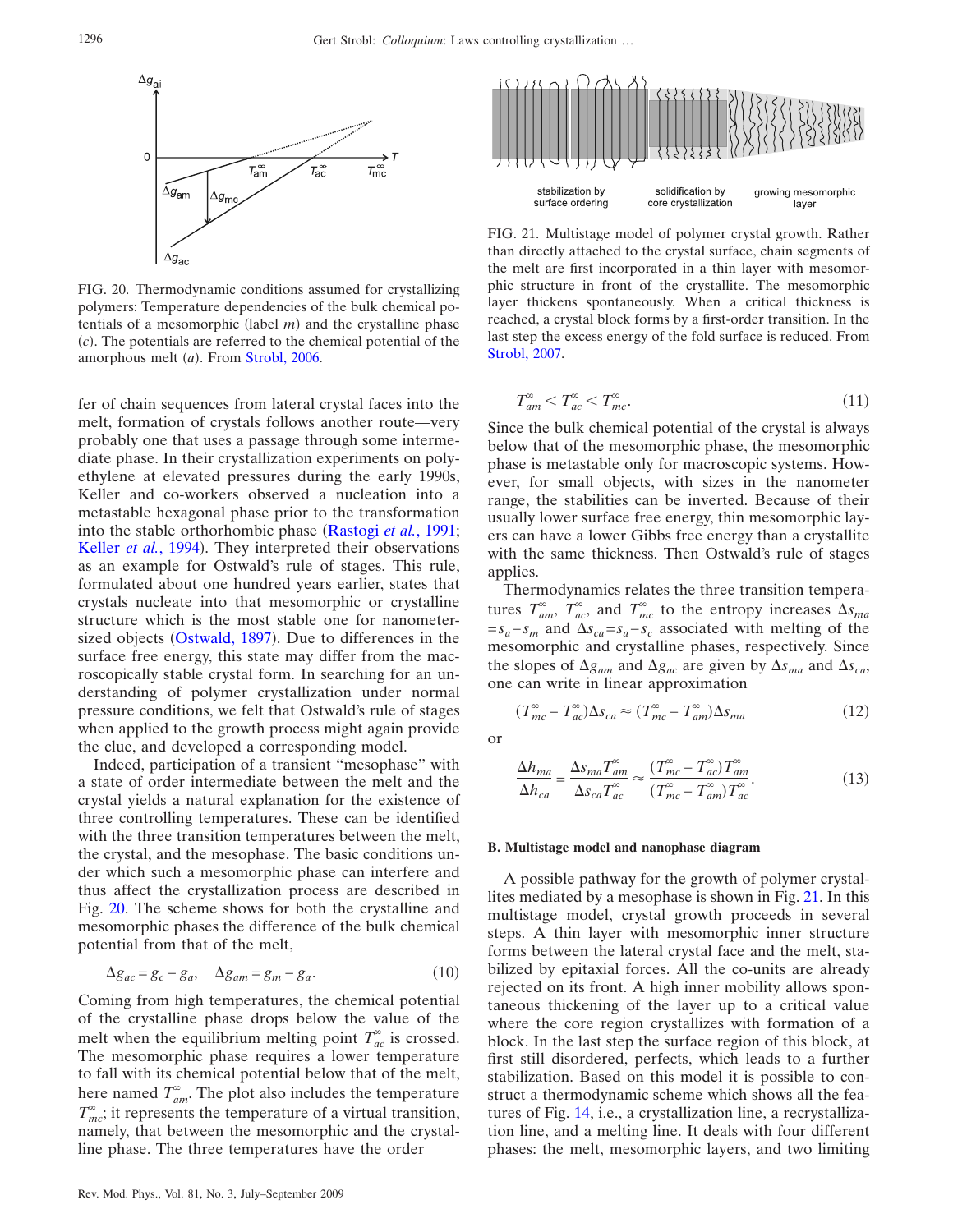FIG. 20. Thermodynamic conditions assumed for crystallizing polymers: Temperature dependencies of the bulk chemical potentials of a mesomorphic (label $m$) and the crystalline phase ($c$). The potentials are referred to the chemical potential of the amorphous melt ($a$). From Strobl, 2006.

fer of chain sequences from lateral crystal faces into the melt, formation of crystals follows another route—very probably one that uses a passage through some intermediate phase. In their crystallization experiments on polyethylene at elevated pressures during the early 1990s, Keller and co-workers observed a nucleation into a metastable hexagonal phase prior to the transformation into the stable orthorhombic phase (Rastogi *et al.*, 1991; Keller *et al.*, 1994). They interpreted their observations as an example for Ostwald's rule of stages. This rule, formulated about one hundred years earlier, states that crystals nucleate into that mesomorphic or crystalline structure which is the most stable one for nanometer-sized objects (Ostwald, 1897). Due to differences in the surface free energy, this state may differ from the macroscopically stable crystal form. In searching for an understanding of polymer crystallization under normal pressure conditions, we felt that Ostwald's rule of stages when applied to the growth process might again provide the clue, and developed a corresponding model.

Indeed, participation of a transient "mesophase" with a state of order intermediate between the melt and the crystal yields a natural explanation for the existence of three controlling temperatures. These can be identified with the three transition temperatures between the melt, the crystal, and the mesophase. The basic conditions under which such a mesomorphic phase can interfere and thus affect the crystallization process are described in Fig. 20. The scheme shows for both the crystalline and mesomorphic phases the difference of the bulk chemical potential from that of the melt,

$$\Delta g_{ac} = g_c - g_a, \quad \Delta g_{am} = g_m - g_a. \tag{10}$$

Coming from high temperatures, the chemical potential of the crystalline phase drops below the value of the melt when the equilibrium melting point $T_{ac}^{\infty}$ is crossed. The mesomorphic phase requires a lower temperature to fall with its chemical potential below that of the melt, here named $T_{am}^{\infty}$. The plot also includes the temperature $T_{mc}^{\infty}$; it represents the temperature of a virtual transition, namely, that between the mesomorphic and the crystalline phase. The three temperatures have the order

FIG. 21. Multistage model of polymer crystal growth. Rather than directly attached to the crystal surface, chain segments of the melt are first incorporated in a thin layer with mesomorphic structure in front of the crystallite. The mesomorphic layer thickens spontaneously. When a critical thickness is reached, a crystal block forms by a first-order transition. In the last step the excess energy of the fold surface is reduced. From Strobl, 2007.

$$T_{am}^{\infty} < T_{ac}^{\infty} < T_{mc}^{\infty}. \tag{11}$$

Since the bulk chemical potential of the crystal is always below that of the mesomorphic phase, the mesomorphic phase is metastable only for macroscopic systems. However, for small objects, with sizes in the nanometer range, the stabilities can be inverted. Because of their usually lower surface free energy, thin mesomorphic layers can have a lower Gibbs free energy than a crystallite with the same thickness. Then Ostwald's rule of stages applies.

Thermodynamics relates the three transition temperatures $T_{am}^{\infty}$, $T_{ac}^{\infty}$, and $T_{mc}^{\infty}$ to the entropy increases $\Delta s_{ma} = s_a - s_m$ and $\Delta s_{ca} = s_a - s_c$ associated with melting of the mesomorphic and crystalline phases, respectively. Since the slopes of $\Delta g_{am}$ and $\Delta g_{ac}$ are given by $\Delta s_{ma}$ and $\Delta s_{ca}$, one can write in linear approximation

$$(T_{mc}^{\infty} - T_{ac}^{\infty})\Delta s_{ca} \approx (T_{mc}^{\infty} - T_{am}^{\infty})\Delta s_{ma} \tag{12}$$

or

$$\frac{\Delta h_{ma}}{\Delta h_{ca}} = \frac{\Delta s_{ma} T_{am}^{\infty}}{\Delta s_{ca} T_{ac}^{\infty}} \approx \frac{(T_{mc}^{\infty} - T_{ac}^{\infty}) T_{am}^{\infty}}{(T_{mc}^{\infty} - T_{am}^{\infty}) T_{ac}^{\infty}}. \tag{13}$$

### B. Multistage model and nanophase diagram

A possible pathway for the growth of polymer crystallites mediated by a mesophase is shown in Fig. 21. In this multistage model, crystal growth proceeds in several steps. A thin layer with mesomorphic inner structure forms between the lateral crystal face and the melt, stabilized by epitaxial forces. All the co-units are already rejected on its front. A high inner mobility allows spontaneous thickening of the layer up to a critical value where the core region crystallizes with formation of a block. In the last step the surface region of this block, at first still disordered, perfects, which leads to a further stabilization. Based on this model it is possible to construct a thermodynamic scheme which shows all the features of Fig. 14, i.e., a crystallization line, a recrystallization line, and a melting line. It deals with four different phases: the melt, mesomorphic layers, and two limiting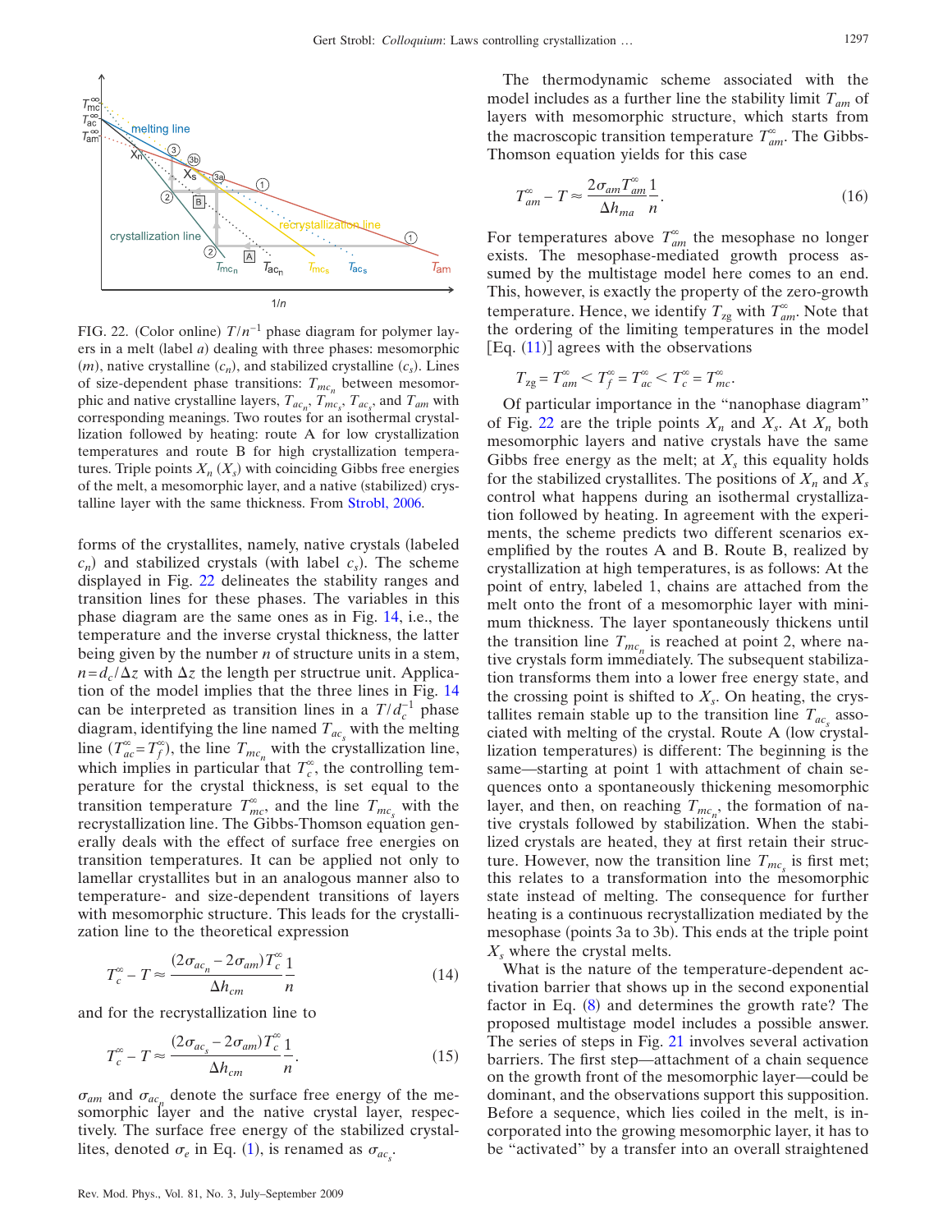FIG. 22. (Color online) $T/n^{-1}$ phase diagram for polymer layers in a melt (label $a$) dealing with three phases: mesomorphic ($m$), native crystalline ($c_n$), and stabilized crystalline ($c_s$). Lines of size-dependent phase transitions: $T_{mc_n}$ between mesomorphic and native crystalline layers, $T_{ac_n}$, $T_{mc_s}$, $T_{ac_s}$, and $T_{am}$ with corresponding meanings. Two routes for an isothermal crystallization followed by heating: route A for low crystallization temperatures and route B for high crystallization temperatures. Triple points $X_n$ ($X_s$) with coinciding Gibbs free energies of the melt, a mesomorphic layer, and a native (stabilized) crystalline layer with the same thickness. From Strobl, 2006.

forms of the crystallites, namely, native crystals (labeled $c_n$) and stabilized crystals (with label $c_s$). The scheme displayed in Fig. 22 delineates the stability ranges and transition lines for these phases. The variables in this phase diagram are the same ones as in Fig. 14, i.e., the temperature and the inverse crystal thickness, the latter being given by the number $n$ of structure units in a stem, $n = d_c/\Delta z$ with $\Delta z$ the length per structure unit. Application of the model implies that the three lines in Fig. 14 can be interpreted as transition lines in a $T/d_c^{-1}$ phase diagram, identifying the line named $T_{ac_s}$ with the melting line ($T_{ac}^{\infty} = T_f^{\infty}$), the line $T_{mc_n}$ with the crystallization line, which implies in particular that $T_c^{\infty}$, the controlling temperature for the crystal thickness, is set equal to the transition temperature $T_{mc}^{\infty}$, and the line $T_{mc_s}$ with the recrystallization line. The Gibbs-Thomson equation generally deals with the effect of surface free energies on transition temperatures. It can be applied not only to lamellar crystallites but in an analogous manner also to temperature- and size-dependent transitions of layers with mesomorphic structure. This leads for the crystallization line to the theoretical expression

$$T_c^{\infty} - T \approx \frac{(2\sigma_{ac_n} - 2\sigma_{am})T_c^{\infty}}{\Delta h_{cm}} \frac{1}{n} \tag{14}$$

and for the recrystallization line to

$$T_c^{\infty} - T \approx \frac{(2\sigma_{ac_s} - 2\sigma_{am})T_c^{\infty}}{\Delta h_{cm}} \frac{1}{n}. \tag{15}$$

$\sigma_{am}$ and $\sigma_{ac_n}$ denote the surface free energy of the mesomorphic layer and the native crystal layer, respectively. The surface free energy of the stabilized crystallites, denoted $\sigma_e$ in Eq. (1), is renamed as $\sigma_{ac_s}$.

The thermodynamic scheme associated with the model includes as a further line the stability limit $T_{am}$ of layers with mesomorphic structure, which starts from the macroscopic transition temperature $T_{am}^{\infty}$. The Gibbs-Thomson equation yields for this case

$$T_{am}^{\infty} - T \approx \frac{2\sigma_{am}T_{am}^{\infty}}{\Delta h_{ma}} \frac{1}{n}. \tag{16}$$

For temperatures above $T_{am}^{\infty}$ the mesophase no longer exists. The mesophase-mediated growth process assumed by the multistage model here comes to an end. This, however, is exactly the property of the zero-growth temperature. Hence, we identify $T_{zg}$ with $T_{am}^{\infty}$. Note that the ordering of the limiting temperatures in the model [Eq. (11)] agrees with the observations

$$T_{zg} = T_{am}^{\infty} < T_f^{\infty} = T_{ac}^{\infty} < T_c^{\infty} = T_{mc}^{\infty}.$$

Of particular importance in the "nanophase diagram" of Fig. 22 are the triple points $X_n$ and $X_s$. At $X_n$ both mesomorphic layers and native crystals have the same Gibbs free energy as the melt; at $X_s$ this equality holds for the stabilized crystallites. The positions of $X_n$ and $X_s$ control what happens during an isothermal crystallization followed by heating. In agreement with the experiments, the scheme predicts two different scenarios exemplified by the routes A and B. Route B, realized by crystallization at high temperatures, is as follows: At the point of entry, labeled 1, chains are attached from the melt onto the front of a mesomorphic layer with minimum thickness. The layer spontaneously thickens until the transition line $T_{mc_n}$ is reached at point 2, where native crystals form immediately. The subsequent stabilization transforms them into a lower free energy state, and the crossing point is shifted to $X_s$. On heating, the crystallites remain stable up to the transition line $T_{ac_s}$ associated with melting of the crystal. Route A (low crystallization temperatures) is different: The beginning is the same—starting at point 1 with attachment of chain sequences onto a spontaneously thickening mesomorphic layer, and then, on reaching $T_{mc_n}$, the formation of native crystals followed by stabilization. When the stabilized crystals are heated, they at first retain their structure. However, now the transition line $T_{mc_s}$ is first met; this relates to a transformation into the mesomorphic state instead of melting. The consequence for further heating is a continuous recrystallization mediated by the mesophase (points 3a to 3b). This ends at the triple point $X_s$ where the crystal melts.

What is the nature of the temperature-dependent activation barrier that shows up in the second exponential factor in Eq. (8) and determines the growth rate? The proposed multistage model includes a possible answer. The series of steps in Fig. 21 involves several activation barriers. The first step—attachment of a chain sequence on the growth front of the mesomorphic layer—could be dominant, and the observations support this supposition. Before a sequence, which lies coiled in the melt, is incorporated into the growing mesomorphic layer, it has to be "activated" by a transfer into an overall straightened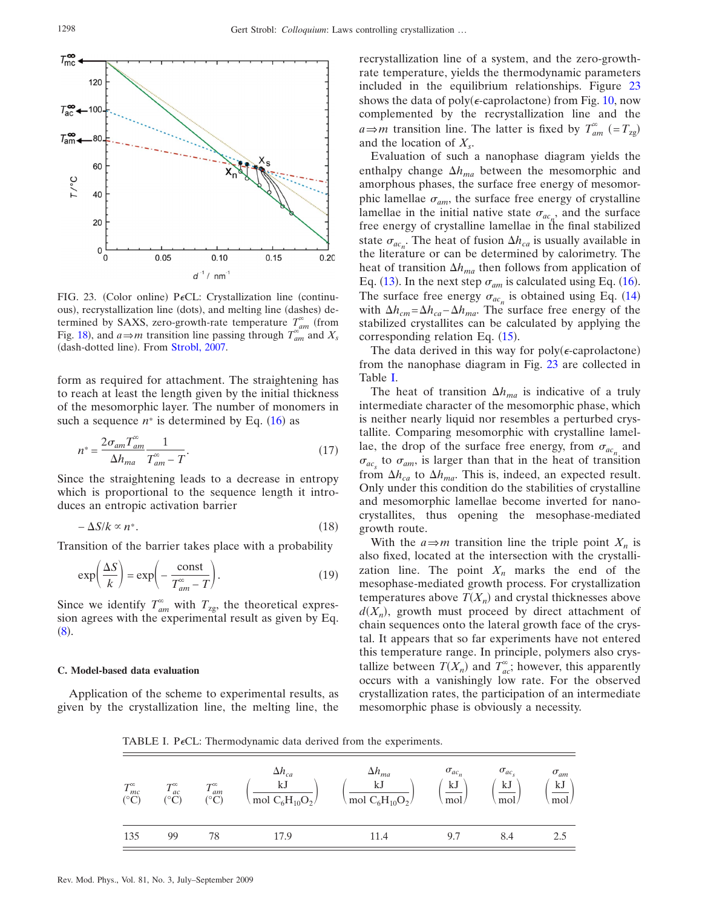FIG. 23. (Color online) PϵCL: Crystallization line (continuous), recrystallization line (dots), and melting line (dashes) determined by SAXS, zero-growth-rate temperature $T_{am}^{\infty}$ (from Fig. 18), and $a \Rightarrow m$ transition line passing through $T_{am}^{\infty}$ and $X_s$ (dash-dotted line). From Strobl, 2007.

form as required for attachment. The straightening has to reach at least the length given by the initial thickness of the mesomorphic layer. The number of monomers in such a sequence $n^*$ is determined by Eq. (16) as

$$n^* = \frac{2\sigma_{am} T_{am}^{\infty}}{\Delta h_{ma}} \frac{1}{T_{am}^{\infty} - T}. \tag{17}$$

Since the straightening leads to a decrease in entropy which is proportional to the sequence length it introduces an entropic activation barrier

$$-\Delta S/k \propto n^*. \tag{18}$$

Transition of the barrier takes place with a probability

$$\exp\left(\frac{\Delta S}{k}\right) = \exp\left(-\frac{\text{const}}{T_{am}^{\infty} - T}\right). \tag{19}$$

Since we identify $T_{am}^{\infty}$ with $T_{zg}$, the theoretical expression agrees with the experimental result as given by Eq. (8).

### C. Model-based data evaluation

Application of the scheme to experimental results, as given by the crystallization line, the melting line, the recrystallization line of a system, and the zero-growth-rate temperature, yields the thermodynamic parameters included in the equilibrium relationships. Figure 23 shows the data of poly($\epsilon$-caprolactone) from Fig. 10, now complemented by the recrystallization line and the $a \Rightarrow m$ transition line. The latter is fixed by $T_{am}^{\infty}$ $(=T_{zg})$ and the location of $X_s$.

Evaluation of such a nanophase diagram yields the enthalpy change $\Delta h_{ma}$ between the mesomorphic and amorphous phases, the surface free energy of mesomorphic lamellae $\sigma_{am}$, the surface free energy of crystalline lamellae in the initial native state $\sigma_{ac_n}$, and the surface free energy of crystalline lamellae in the final stabilized state $\sigma_{ac_s}$. The heat of fusion $\Delta h_{ca}$ is usually available in the literature or can be determined by calorimetry. The heat of transition $\Delta h_{ma}$ then follows from application of Eq. (13). In the next step $\sigma_{am}$ is calculated using Eq. (16). The surface free energy $\sigma_{ac_n}$ is obtained using Eq. (14) with $\Delta h_{cm} = \Delta h_{ca} - \Delta h_{ma}$. The surface free energy of the stabilized crystallites can be calculated by applying the corresponding relation Eq. (15).

The data derived in this way for poly($\epsilon$-caprolactone) from the nanophase diagram in Fig. 23 are collected in Table I.

The heat of transition $\Delta h_{ma}$ is indicative of a truly intermediate character of the mesomorphic phase, which is neither nearly liquid nor resembles a perturbed crystallite. Comparing mesomorphic with crystalline lamellae, the drop of the surface free energy, from $\sigma_{ac_n}$ and $\sigma_{ac_s}$ to $\sigma_{am}$, is larger than that in the heat of transition from $\Delta h_{ca}$ to $\Delta h_{ma}$. This is, indeed, an expected result. Only under this condition do the stabilities of crystalline and mesomorphic lamellae become inverted for nanocrystallites, thus opening the mesophase-mediated growth route.

With the $a \Rightarrow m$ transition line the triple point $X_n$ is also fixed, located at the intersection with the crystallization line. The point $X_n$ marks the end of the mesophase-mediated growth process. For crystallization temperatures above $T(X_n)$ and crystal thicknesses above $d(X_n)$, growth must proceed by direct attachment of chain sequences onto the lateral growth face of the crystal. It appears that so far experiments have not entered this temperature range. In principle, polymers also crystallize between $T(X_n)$ and $T_{ac}^{\infty}$; however, this apparently occurs with a vanishingly low rate. For the observed crystallization rates, the participation of an intermediate mesomorphic phase is obviously a necessity.

TABLE I. PϵCL: Thermodynamic data derived from the experiments.

| $T_{mc}^{\infty}$ (°C) | $T_{ac}^{\infty}$ (°C) | $T_{am}^{\infty}$ (°C) | $\Delta h_{ca}$ $\left(\frac{\text{kJ}}{\text{mol } C_6H_{10}O_2}\right)$ | $\Delta h_{ma}$ $\left(\frac{\text{kJ}}{\text{mol } C_6H_{10}O_2}\right)$ | $\sigma_{ac_n}$ $\left(\frac{\text{kJ}}{\text{mol}}\right)$ | $\sigma_{ac_s}$ $\left(\frac{\text{kJ}}{\text{mol}}\right)$ | $\sigma_{am}$ $\left(\frac{\text{kJ}}{\text{mol}}\right)$ |
|---|---|---|---|---|---|---|---|
| 135 | 99 | 78 | 17.9 | 11.4 | 9.7 | 8.4 | 2.5 |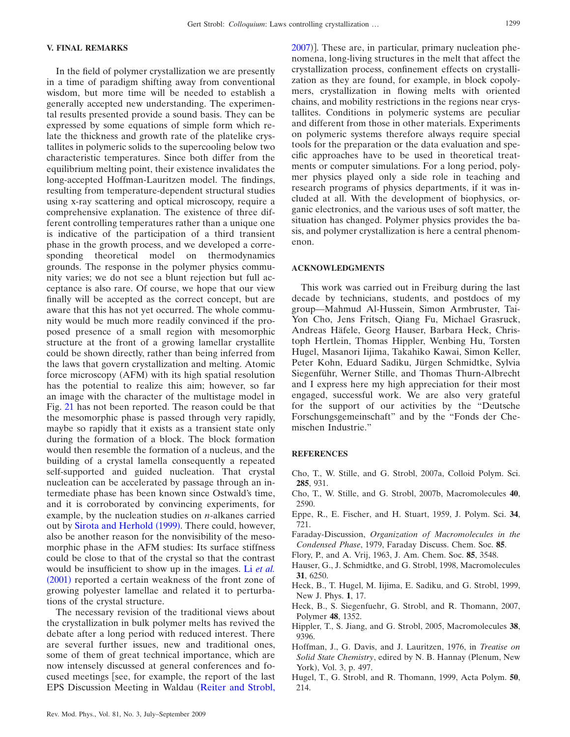## V. FINAL REMARKS

In the field of polymer crystallization we are presently in a time of paradigm shifting away from conventional wisdom, but more time will be needed to establish a generally accepted new understanding. The experimental results presented provide a sound basis. They can be expressed by some equations of simple form which relate the thickness and growth rate of the platelike crystallites in polymeric solids to the supercooling below two characteristic temperatures. Since both differ from the equilibrium melting point, their existence invalidates the long-accepted Hoffman-Lauritzen model. The findings, resulting from temperature-dependent structural studies using x-ray scattering and optical microscopy, require a comprehensive explanation. The existence of three different controlling temperatures rather than a unique one is indicative of the participation of a third transient phase in the growth process, and we developed a corresponding theoretical model on thermodynamics grounds. The response in the polymer physics community varies; we do not see a blunt rejection but full acceptance is also rare. Of course, we hope that our view finally will be accepted as the correct concept, but are aware that this has not yet occurred. The whole community would be much more readily convinced if the proposed presence of a small region with mesomorphic structure at the front of a growing lamellar crystallite could be shown directly, rather than being inferred from the laws that govern crystallization and melting. Atomic force microscopy (AFM) with its high spatial resolution has the potential to realize this aim; however, so far an image with the character of the multistage model in Fig. 21 has not been reported. The reason could be that the mesomorphic phase is passed through very rapidly, maybe so rapidly that it exists as a transient state only during the formation of a block. The block formation would then resemble the formation of a nucleus, and the building of a crystal lamella consequently a repeated self-supported and guided nucleation. That crystal nucleation can be accelerated by passage through an intermediate phase has been known since Ostwald's time, and it is corroborated by convincing experiments, for example, by the nucleation studies on *n*-alkanes carried out by Sirota and Herhold (1999). There could, however, also be another reason for the nonvisibility of the mesomorphic phase in the AFM studies: Its surface stiffness could be close to that of the crystal so that the contrast would be insufficient to show up in the images. Li *et al.* (2001) reported a certain weakness of the front zone of growing polyester lamellae and related it to perturbations of the crystal structure.

The necessary revision of the traditional views about the crystallization in bulk polymer melts has revived the debate after a long period with reduced interest. There are several further issues, new and traditional ones, some of them of great technical importance, which are now intensely discussed at general conferences and focused meetings [see, for example, the report of the last EPS Discussion Meeting in Waldau (Reiter and Strobl, 2007)]. These are, in particular, primary nucleation phenomena, long-living structures in the melt that affect the crystallization process, confinement effects on crystallization as they are found, for example, in block copolymers, crystallization in flowing melts with oriented chains, and mobility restrictions in the regions near crystallites. Conditions in polymeric systems are peculiar and different from those in other materials. Experiments on polymeric systems therefore always require special tools for the preparation or the data evaluation and specific approaches have to be used in theoretical treatments or computer simulations. For a long period, polymer physics played only a side role in teaching and research programs of physics departments, if it was included at all. With the development of biophysics, organic electronics, and the various uses of soft matter, the situation has changed. Polymer physics provides the basis, and polymer crystallization is here a central phenomenon.

## ACKNOWLEDGMENTS

This work was carried out in Freiburg during the last decade by technicians, students, and postdocs of my group—Mahmud Al-Hussein, Simon Armbruster, Tai-Yon Cho, Jens Fritsch, Qiang Fu, Michael Grasruck, Andreas Häfele, Georg Hauser, Barbara Heck, Christoph Hertlein, Thomas Hippler, Wenbing Hu, Torsten Hugel, Masanori Iijima, Takahiko Kawai, Simon Keller, Peter Kohn, Eduard Sadiku, Jürgen Schmidtke, Sylvia Siegenführ, Werner Stille, and Thomas Thurn-Albrecht and I express here my high appreciation for their most engaged, successful work. We are also very grateful for the support of our activities by the "Deutsche Forschungsgemeinschaft" and by the "Fonds der Chemischen Industrie."

## REFERENCES

Cho, T., W. Stille, and G. Strobl, 2007a, Colloid Polym. Sci. **285**, 931.

Cho, T., W. Stille, and G. Strobl, 2007b, Macromolecules **40**, 2590.

Eppe, R., E. Fischer, and H. Stuart, 1959, J. Polym. Sci. **34**, 721.

Faraday-Discussion, *Organization of Macromolecules in the Condensed Phase*, 1979, Faraday Discuss. Chem. Soc. **85**.

Flory, P., and A. Vrij, 1963, J. Am. Chem. Soc. **85**, 3548.

Hauser, G., J. Schmidtke, and G. Strobl, 1998, Macromolecules **31**, 6250.

Heck, B., T. Hugel, M. Iijima, E. Sadiku, and G. Strobl, 1999, New J. Phys. **1**, 17.

Heck, B., S. Siegenfuehr, G. Strobl, and R. Thomann, 2007, Polymer **48**, 1352.

Hippler, T., S. Jiang, and G. Strobl, 2005, Macromolecules **38**, 9396.

Hoffman, J., G. Davis, and J. Lauritzen, 1976, in *Treatise on Solid State Chemistry*, edired by N. B. Hannay (Plenum, New York), Vol. 3, p. 497.

Hugel, T., G. Strobl, and R. Thomann, 1999, Acta Polym. **50**, 214.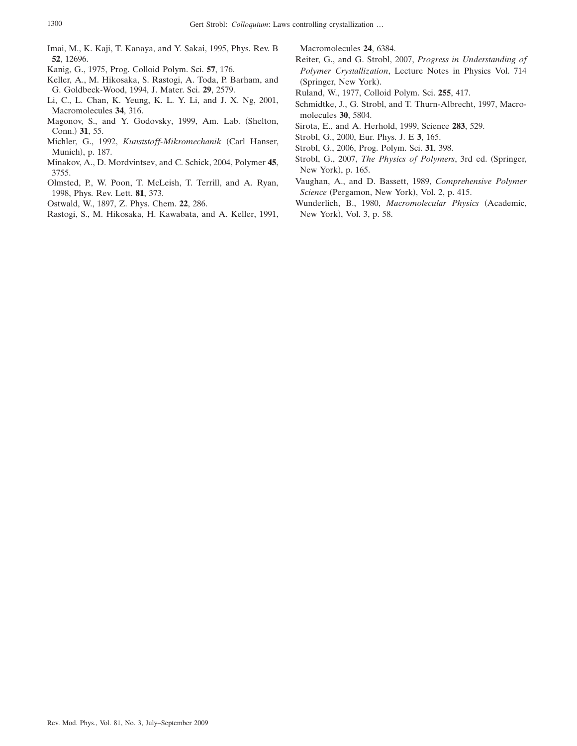Imai, M., K. Kaji, T. Kanaya, and Y. Sakai, 1995, Phys. Rev. B **52**, 12696.

Kanig, G., 1975, Prog. Colloid Polym. Sci. **57**, 176.

Keller, A., M. Hikosaka, S. Rastogi, A. Toda, P. Barham, and G. Goldbeck-Wood, 1994, J. Mater. Sci. **29**, 2579.

Li, C., L. Chan, K. Yeung, K. L. Y. Li, and J. X. Ng, 2001, Macromolecules **34**, 316.

Magonov, S., and Y. Godovsky, 1999, Am. Lab. (Shelton, Conn.) **31**, 55.

Michler, G., 1992, *Kunststoff-Mikromechanik* (Carl Hanser, Munich), p. 187.

Minakov, A., D. Mordvintsev, and C. Schick, 2004, Polymer **45**, 3755.

Olmsted, P., W. Poon, T. McLeish, T. Terrill, and A. Ryan, 1998, Phys. Rev. Lett. **81**, 373.

Ostwald, W., 1897, Z. Phys. Chem. **22**, 286.

Rastogi, S., M. Hikosaka, H. Kawabata, and A. Keller, 1991, Macromolecules **24**, 6384.

Reiter, G., and G. Strobl, 2007, *Progress in Understanding of Polymer Crystallization*, Lecture Notes in Physics Vol. 714 (Springer, New York).

Ruland, W., 1977, Colloid Polym. Sci. **255**, 417.

Schmidtke, J., G. Strobl, and T. Thurn-Albrecht, 1997, Macromolecules **30**, 5804.

Sirota, E., and A. Herhold, 1999, Science **283**, 529.

Strobl, G., 2000, Eur. Phys. J. E **3**, 165.

Strobl, G., 2006, Prog. Polym. Sci. **31**, 398.

Strobl, G., 2007, *The Physics of Polymers*, 3rd ed. (Springer, New York), p. 165.

Vaughan, A., and D. Bassett, 1989, *Comprehensive Polymer Science* (Pergamon, New York), Vol. 2, p. 415.

Wunderlich, B., 1980, *Macromolecular Physics* (Academic, New York), Vol. 3, p. 58.